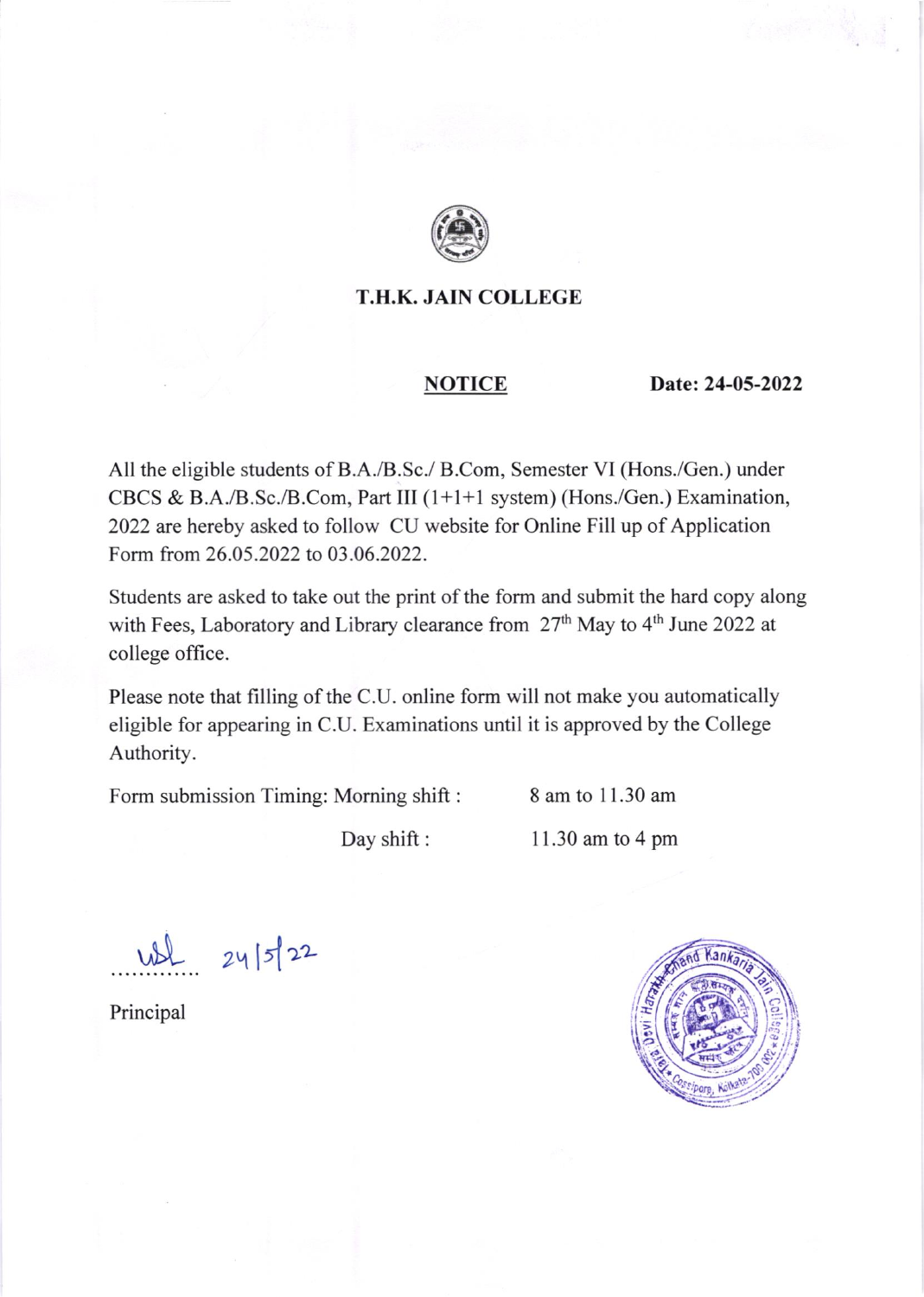# T.H.K. JAIN COLLEGE

**NOTICE** **Date: 24-05-2022**

All the eligible students of B.A./B.Sc./ B.Com, Semester VI (Hons./Gen.) under CBCS & B.A./B.Sc./B.Com, Part III (1+1+1 system) (Hons./Gen.) Examination, 2022 are hereby asked to follow CU website for Online Fill up of Application Form from 26.05.2022 to 03.06.2022.

Students are asked to take out the print of the form and submit the hard copy along with Fees, Laboratory and Library clearance from 27th May to 4th June 2022 at college office.

Please note that filling of the C.U. online form will not make you automatically eligible for appearing in C.U. Examinations until it is approved by the College Authority.

Form submission Timing: Morning shift : 8 am to 11.30 am

Day shift : 11.30 am to 4 pm

24/5/22

Principal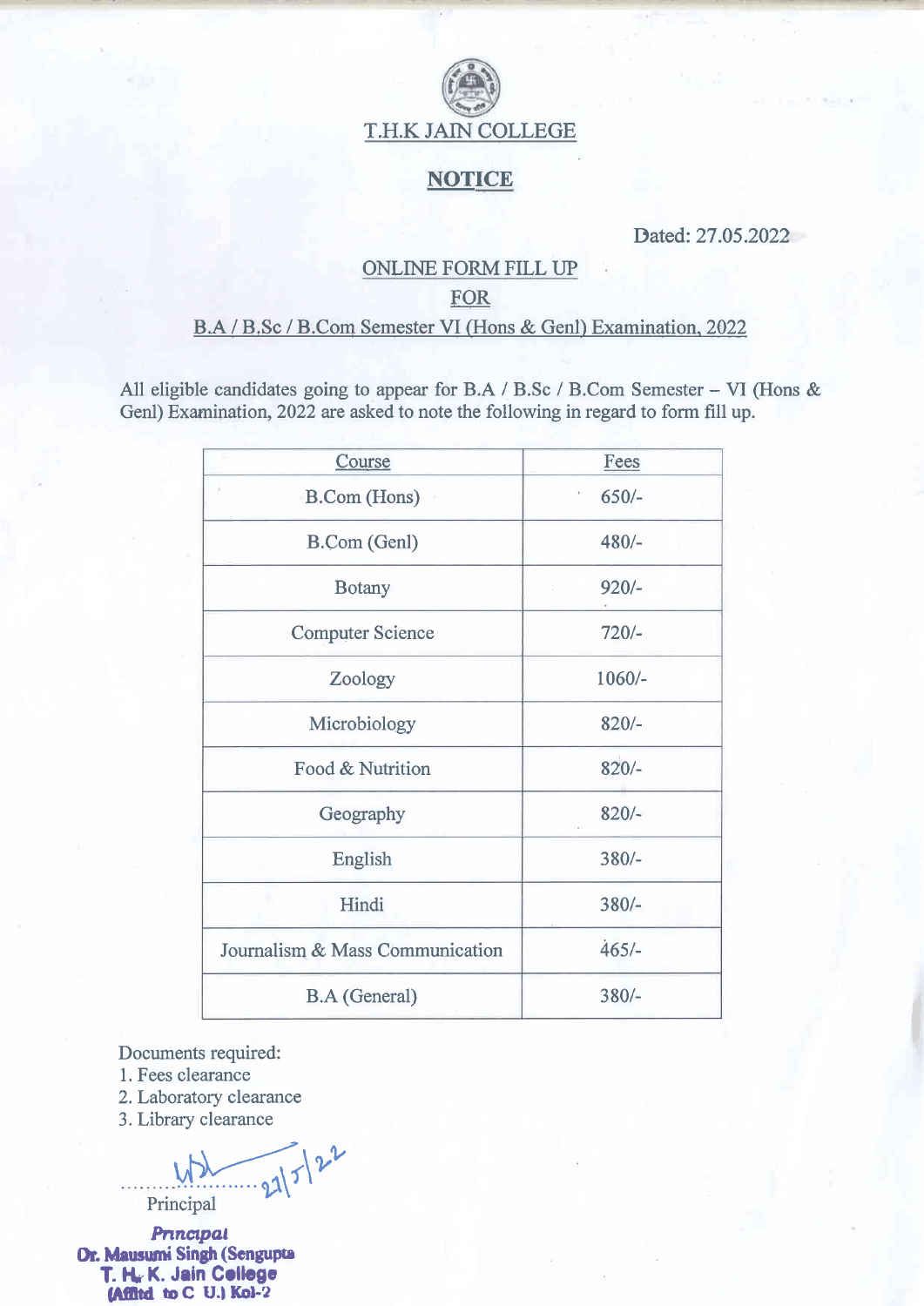# T.H.K JAIN COLLEGE

## NOTICE

Dated: 27.05.2022

ONLINE FORM FILL UP

FOR

B.A / B.Sc / B.Com Semester VI (Hons & Genl) Examination, 2022

All eligible candidates going to appear for B.A / B.Sc / B.Com Semester – VI (Hons & Genl) Examination, 2022 are asked to note the following in regard to form fill up.

| Course | Fees |
|---|---|
| B.Com (Hons) | 650/- |
| B.Com (Genl) | 480/- |
| Botany | 920/- |
| Computer Science | 720/- |
| Zoology | 1060/- |
| Microbiology | 820/- |
| Food & Nutrition | 820/- |
| Geography | 820/- |
| English | 380/- |
| Hindi | 380/- |
| Journalism & Mass Communication | 465/- |
| B.A (General) | 380/- |

Documents required:

1. Fees clearance
2. Laboratory clearance
3. Library clearance

27/5/22

Principal

Principal
Dr. Mausumi Singh (Sengupta)
T. H. K. Jain College
(Affltd to C U.) Kol-2